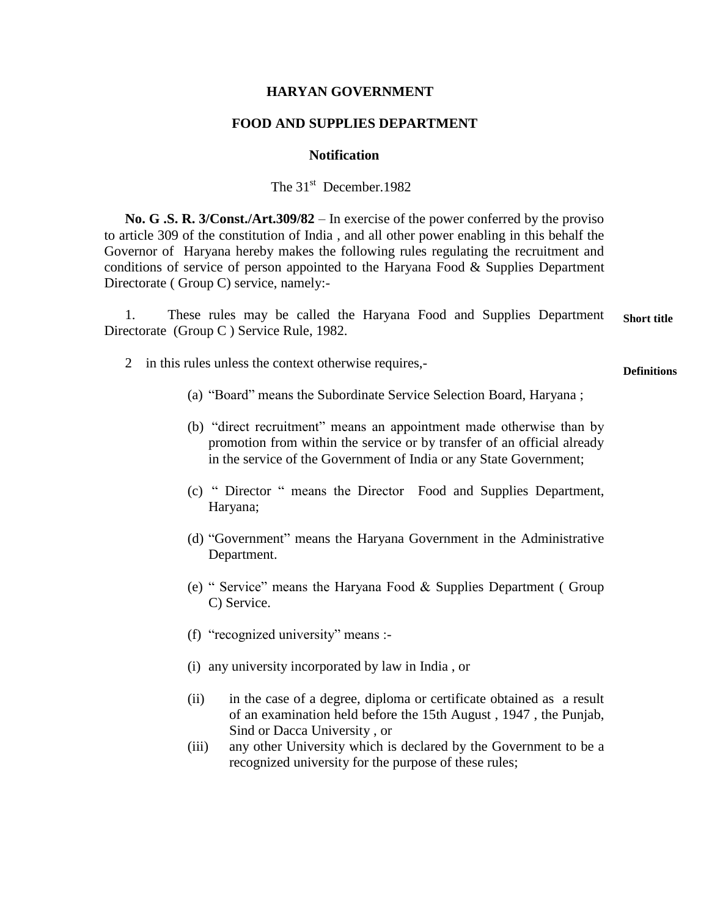# HARYAN GOVERNMENT

## FOOD AND SUPPLIES DEPARTMENT

### Notification

The 31st December.1982

**No. G .S. R. 3/Const./Art.309/82** – In exercise of the power conferred by the proviso to article 309 of the constitution of India , and all other power enabling in this behalf the Governor of Haryana hereby makes the following rules regulating the recruitment and conditions of service of person appointed to the Haryana Food & Supplies Department Directorate ( Group C) service, namely:-

**Short title**

1. These rules may be called the Haryana Food and Supplies Department Directorate (Group C ) Service Rule, 1982.

**Definitions**

2 in this rules unless the context otherwise requires,-

(a) "Board" means the Subordinate Service Selection Board, Haryana ;

(b) "direct recruitment" means an appointment made otherwise than by promotion from within the service or by transfer of an official already in the service of the Government of India or any State Government;

(c) " Director " means the Director Food and Supplies Department, Haryana;

(d) "Government" means the Haryana Government in the Administrative Department.

(e) " Service" means the Haryana Food & Supplies Department ( Group C) Service.

(f) "recognized university" means :-

(i) any university incorporated by law in India , or

(ii) in the case of a degree, diploma or certificate obtained as a result of an examination held before the 15th August , 1947 , the Punjab, Sind or Dacca University , or

(iii) any other University which is declared by the Government to be a recognized university for the purpose of these rules;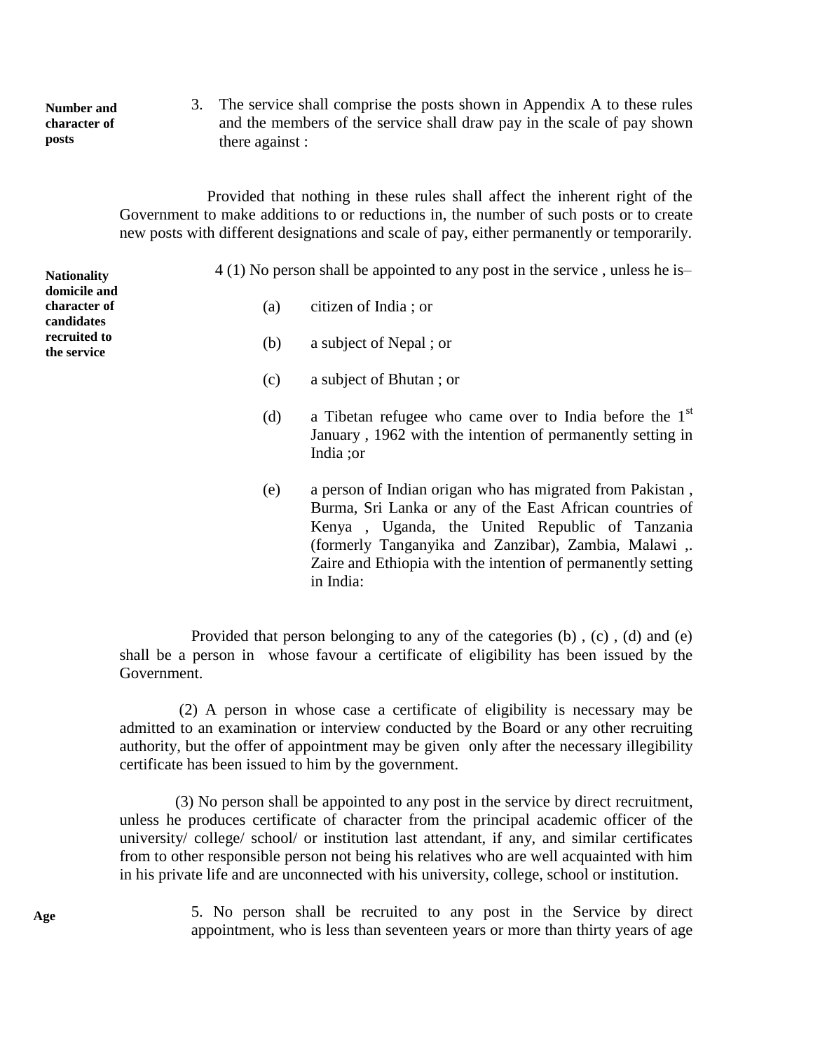**Number and character of posts**

3. The service shall comprise the posts shown in Appendix A to these rules and the members of the service shall draw pay in the scale of pay shown there against :

Provided that nothing in these rules shall affect the inherent right of the Government to make additions to or reductions in, the number of such posts or to create new posts with different designations and scale of pay, either permanently or temporarily.

**Nationality domicile and character of candidates recruited to the service**

4 (1) No person shall be appointed to any post in the service , unless he is–

(a) citizen of India ; or

(b) a subject of Nepal ; or

(c) a subject of Bhutan ; or

(d) a Tibetan refugee who came over to India before the 1st January , 1962 with the intention of permanently setting in India ;or

(e) a person of Indian origan who has migrated from Pakistan , Burma, Sri Lanka or any of the East African countries of Kenya , Uganda, the United Republic of Tanzania (formerly Tanganyika and Zanzibar), Zambia, Malawi ,. Zaire and Ethiopia with the intention of permanently setting in India:

Provided that person belonging to any of the categories (b) , (c) , (d) and (e) shall be a person in whose favour a certificate of eligibility has been issued by the Government.

(2) A person in whose case a certificate of eligibility is necessary may be admitted to an examination or interview conducted by the Board or any other recruiting authority, but the offer of appointment may be given only after the necessary illegibility certificate has been issued to him by the government.

(3) No person shall be appointed to any post in the service by direct recruitment, unless he produces certificate of character from the principal academic officer of the university/ college/ school/ or institution last attendant, if any, and similar certificates from to other responsible person not being his relatives who are well acquainted with him in his private life and are unconnected with his university, college, school or institution.

**Age**

5. No person shall be recruited to any post in the Service by direct appointment, who is less than seventeen years or more than thirty years of age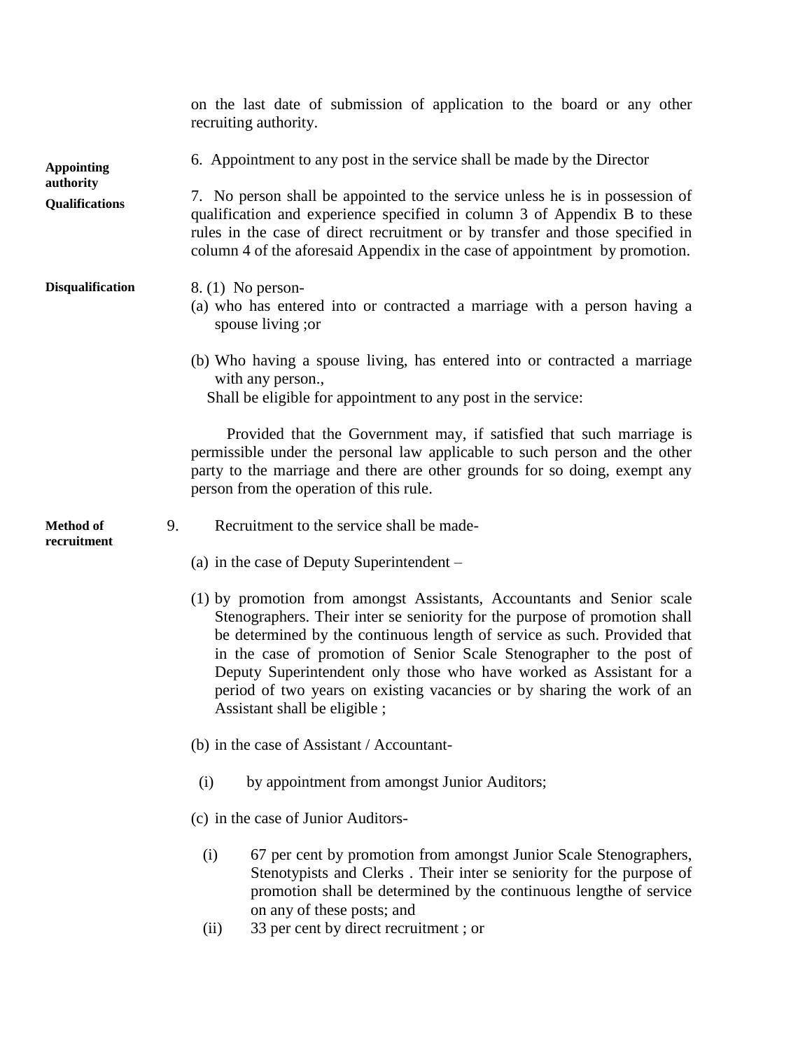on the last date of submission of application to the board or any other recruiting authority.

**Appointing authority**

6. Appointment to any post in the service shall be made by the Director

**Qualifications**

7. No person shall be appointed to the service unless he is in possession of qualification and experience specified in column 3 of Appendix B to these rules in the case of direct recruitment or by transfer and those specified in column 4 of the aforesaid Appendix in the case of appointment by promotion.

**Disqualification**

8. (1) No person-

(a) who has entered into or contracted a marriage with a person having a spouse living ;or

(b) Who having a spouse living, has entered into or contracted a marriage with any person.,

Shall be eligible for appointment to any post in the service:

Provided that the Government may, if satisfied that such marriage is permissible under the personal law applicable to such person and the other party to the marriage and there are other grounds for so doing, exempt any person from the operation of this rule.

**Method of recruitment**

9. Recruitment to the service shall be made-

(a) in the case of Deputy Superintendent –

(1) by promotion from amongst Assistants, Accountants and Senior scale Stenographers. Their inter se seniority for the purpose of promotion shall be determined by the continuous length of service as such. Provided that in the case of promotion of Senior Scale Stenographer to the post of Deputy Superintendent only those who have worked as Assistant for a period of two years on existing vacancies or by sharing the work of an Assistant shall be eligible ;

(b) in the case of Assistant / Accountant-

(i) by appointment from amongst Junior Auditors;

(c) in the case of Junior Auditors-

(i) 67 per cent by promotion from amongst Junior Scale Stenographers, Stenotypists and Clerks . Their inter se seniority for the purpose of promotion shall be determined by the continuous lengthe of service on any of these posts; and

(ii) 33 per cent by direct recruitment ; or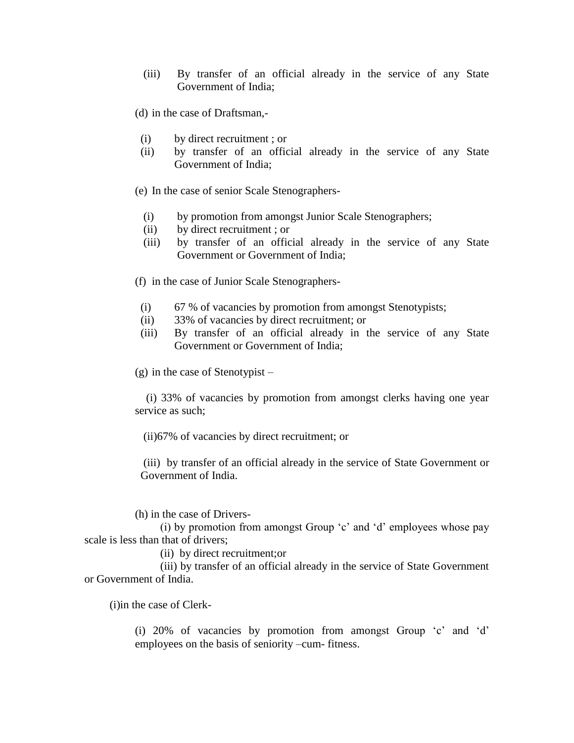(iii) By transfer of an official already in the service of any State Government of India;

(d) in the case of Draftsman,-

(i) by direct recruitment ; or
(ii) by transfer of an official already in the service of any State Government of India;

(e) In the case of senior Scale Stenographers-

(i) by promotion from amongst Junior Scale Stenographers;
(ii) by direct recruitment ; or
(iii) by transfer of an official already in the service of any State Government or Government of India;

(f) in the case of Junior Scale Stenographers-

(i) 67 % of vacancies by promotion from amongst Stenotypists;
(ii) 33% of vacancies by direct recruitment; or
(iii) By transfer of an official already in the service of any State Government or Government of India;

(g) in the case of Stenotypist –

(i) 33% of vacancies by promotion from amongst clerks having one year service as such;

(ii)67% of vacancies by direct recruitment; or

(iii) by transfer of an official already in the service of State Government or Government of India.

(h) in the case of Drivers-

(i) by promotion from amongst Group 'c' and 'd' employees whose pay scale is less than that of drivers;

(ii) by direct recruitment;or

(iii) by transfer of an official already in the service of State Government or Government of India.

(i)in the case of Clerk-

(i) 20% of vacancies by promotion from amongst Group 'c' and 'd' employees on the basis of seniority –cum- fitness.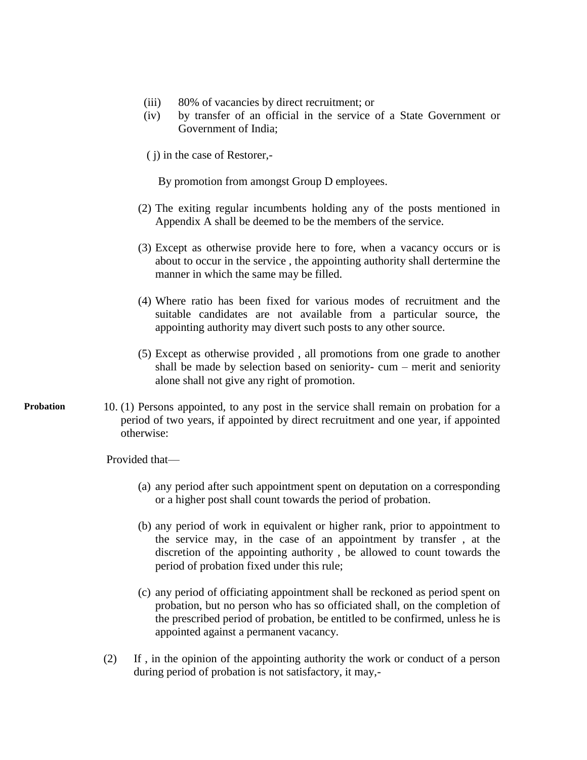(iii) 80% of vacancies by direct recruitment; or

(iv) by transfer of an official in the service of a State Government or Government of India;

( j) in the case of Restorer,-

By promotion from amongst Group D employees.

(2) The exiting regular incumbents holding any of the posts mentioned in Appendix A shall be deemed to be the members of the service.

(3) Except as otherwise provide here to fore, when a vacancy occurs or is about to occur in the service , the appointing authority shall dertermine the manner in which the same may be filled.

(4) Where ratio has been fixed for various modes of recruitment and the suitable candidates are not available from a particular source, the appointing authority may divert such posts to any other source.

(5) Except as otherwise provided , all promotions from one grade to another shall be made by selection based on seniority- cum – merit and seniority alone shall not give any right of promotion.

**Probation**

10. (1) Persons appointed, to any post in the service shall remain on probation for a period of two years, if appointed by direct recruitment and one year, if appointed otherwise:

Provided that—

(a) any period after such appointment spent on deputation on a corresponding or a higher post shall count towards the period of probation.

(b) any period of work in equivalent or higher rank, prior to appointment to the service may, in the case of an appointment by transfer , at the discretion of the appointing authority , be allowed to count towards the period of probation fixed under this rule;

(c) any period of officiating appointment shall be reckoned as period spent on probation, but no person who has so officiated shall, on the completion of the prescribed period of probation, be entitled to be confirmed, unless he is appointed against a permanent vacancy.

(2) If , in the opinion of the appointing authority the work or conduct of a person during period of probation is not satisfactory, it may,-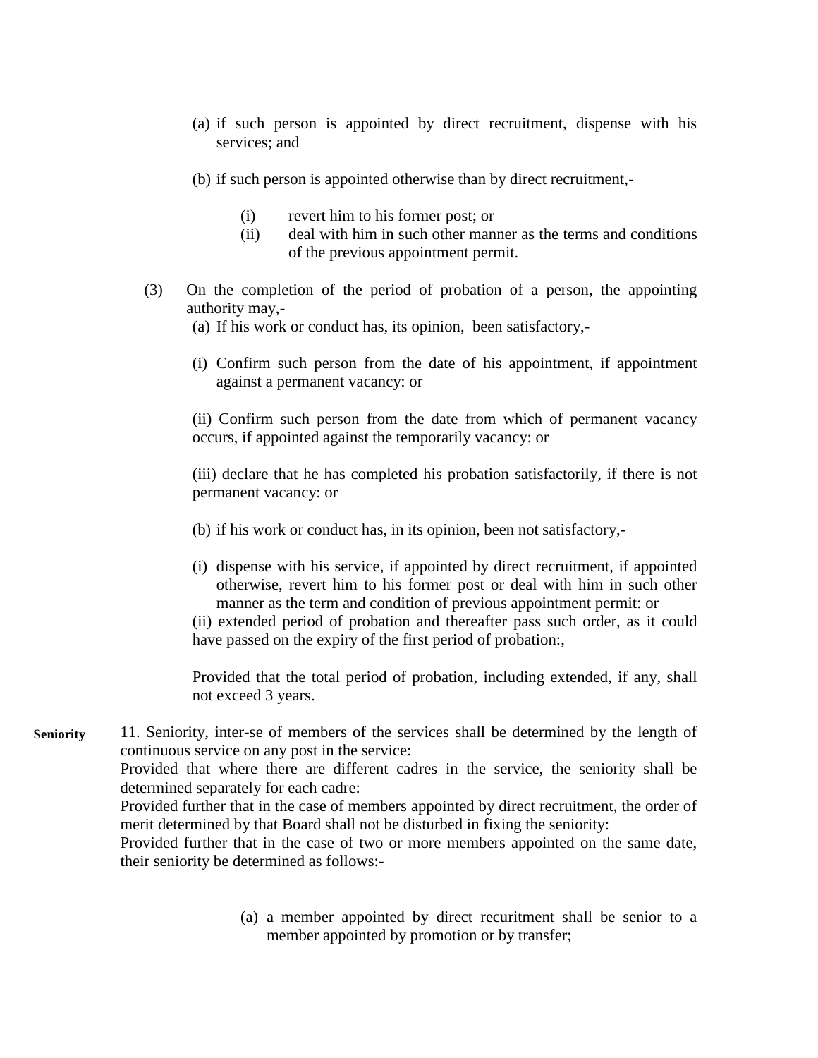(a) if such person is appointed by direct recruitment, dispense with his services; and

(b) if such person is appointed otherwise than by direct recruitment,-

(i) revert him to his former post; or

(ii) deal with him in such other manner as the terms and conditions of the previous appointment permit.

(3) On the completion of the period of probation of a person, the appointing authority may,-

(a) If his work or conduct has, its opinion, been satisfactory,-

(i) Confirm such person from the date of his appointment, if appointment against a permanent vacancy: or

(ii) Confirm such person from the date from which of permanent vacancy occurs, if appointed against the temporarily vacancy: or

(iii) declare that he has completed his probation satisfactorily, if there is not permanent vacancy: or

(b) if his work or conduct has, in its opinion, been not satisfactory,-

(i) dispense with his service, if appointed by direct recruitment, if appointed otherwise, revert him to his former post or deal with him in such other manner as the term and condition of previous appointment permit: or

(ii) extended period of probation and thereafter pass such order, as it could have passed on the expiry of the first period of probation:,

Provided that the total period of probation, including extended, if any, shall not exceed 3 years.

**Seniority**

11. Seniority, inter-se of members of the services shall be determined by the length of continuous service on any post in the service:

Provided that where there are different cadres in the service, the seniority shall be determined separately for each cadre:

Provided further that in the case of members appointed by direct recruitment, the order of merit determined by that Board shall not be disturbed in fixing the seniority:

Provided further that in the case of two or more members appointed on the same date, their seniority be determined as follows:-

(a) a member appointed by direct recuritment shall be senior to a member appointed by promotion or by transfer;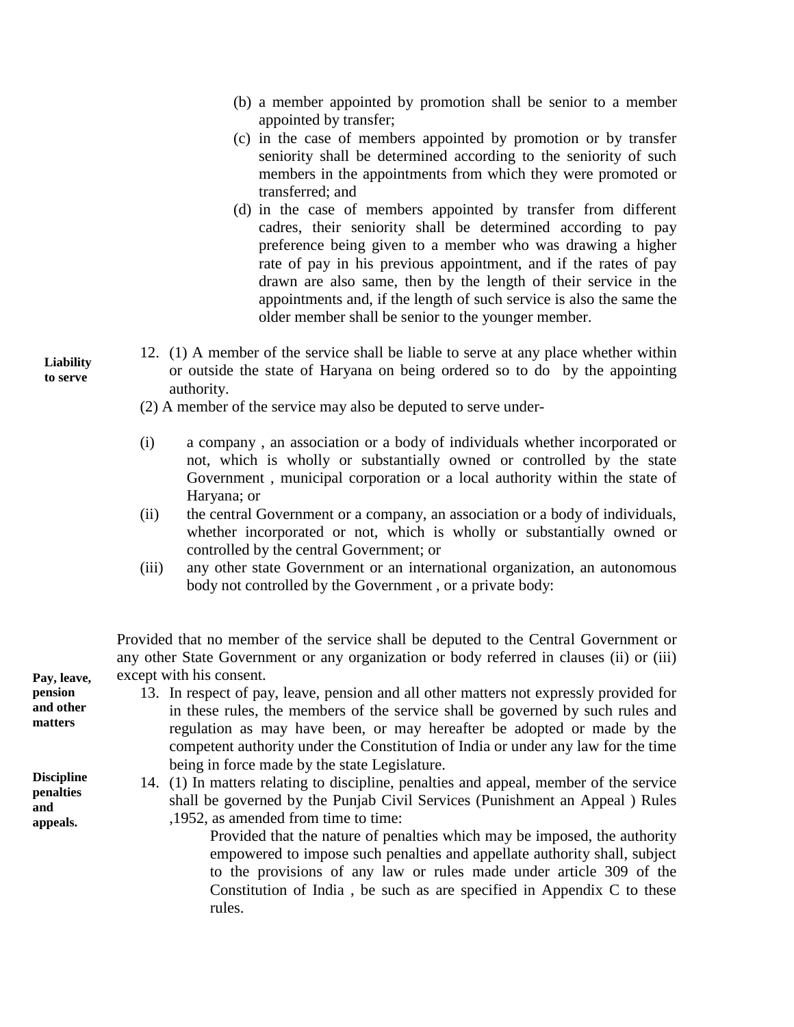(b) a member appointed by promotion shall be senior to a member appointed by transfer;

(c) in the case of members appointed by promotion or by transfer seniority shall be determined according to the seniority of such members in the appointments from which they were promoted or transferred; and

(d) in the case of members appointed by transfer from different cadres, their seniority shall be determined according to pay preference being given to a member who was drawing a higher rate of pay in his previous appointment, and if the rates of pay drawn are also same, then by the length of their service in the appointments and, if the length of such service is also the same the older member shall be senior to the younger member.

**Liability to serve**

12. (1) A member of the service shall be liable to serve at any place whether within or outside the state of Haryana on being ordered so to do by the appointing authority.

(2) A member of the service may also be deputed to serve under-

(i) a company , an association or a body of individuals whether incorporated or not, which is wholly or substantially owned or controlled by the state Government , municipal corporation or a local authority within the state of Haryana; or

(ii) the central Government or a company, an association or a body of individuals, whether incorporated or not, which is wholly or substantially owned or controlled by the central Government; or

(iii) any other state Government or an international organization, an autonomous body not controlled by the Government , or a private body:

Provided that no member of the service shall be deputed to the Central Government or any other State Government or any organization or body referred in clauses (ii) or (iii) except with his consent.

**Pay, leave, pension and other matters**

13. In respect of pay, leave, pension and all other matters not expressly provided for in these rules, the members of the service shall be governed by such rules and regulation as may have been, or may hereafter be adopted or made by the competent authority under the Constitution of India or under any law for the time being in force made by the state Legislature.

**Discipline penalties and appeals.**

14. (1) In matters relating to discipline, penalties and appeal, member of the service shall be governed by the Punjab Civil Services (Punishment an Appeal ) Rules ,1952, as amended from time to time:

Provided that the nature of penalties which may be imposed, the authority empowered to impose such penalties and appellate authority shall, subject to the provisions of any law or rules made under article 309 of the Constitution of India , be such as are specified in Appendix C to these rules.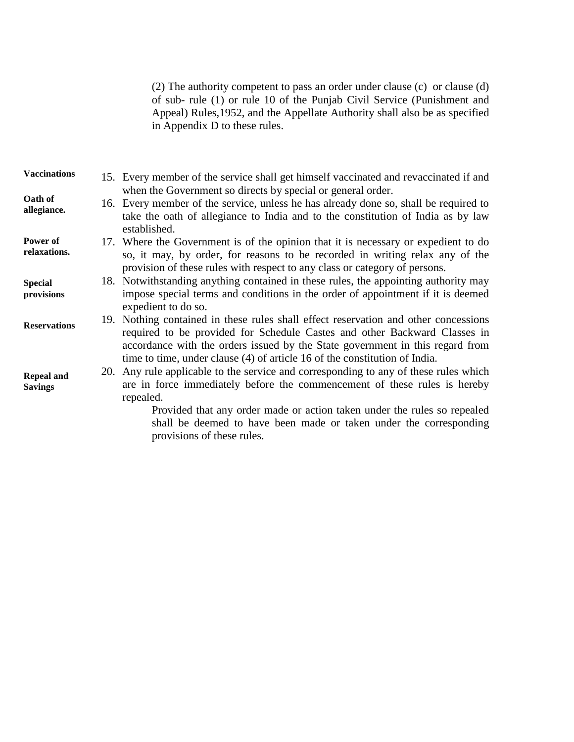(2) The authority competent to pass an order under clause (c) or clause (d) of sub- rule (1) or rule 10 of the Punjab Civil Service (Punishment and Appeal) Rules,1952, and the Appellate Authority shall also be as specified in Appendix D to these rules.

**Vaccinations**

15. Every member of the service shall get himself vaccinated and revaccinated if and when the Government so directs by special or general order.

**Oath of allegiance.**

16. Every member of the service, unless he has already done so, shall be required to take the oath of allegiance to India and to the constitution of India as by law established.

**Power of relaxations.**

17. Where the Government is of the opinion that it is necessary or expedient to do so, it may, by order, for reasons to be recorded in writing relax any of the provision of these rules with respect to any class or category of persons.

**Special provisions**

18. Notwithstanding anything contained in these rules, the appointing authority may impose special terms and conditions in the order of appointment if it is deemed expedient to do so.

**Reservations**

19. Nothing contained in these rules shall effect reservation and other concessions required to be provided for Schedule Castes and other Backward Classes in accordance with the orders issued by the State government in this regard from time to time, under clause (4) of article 16 of the constitution of India.

**Repeal and Savings**

20. Any rule applicable to the service and corresponding to any of these rules which are in force immediately before the commencement of these rules is hereby repealed.

    Provided that any order made or action taken under the rules so repealed shall be deemed to have been made or taken under the corresponding provisions of these rules.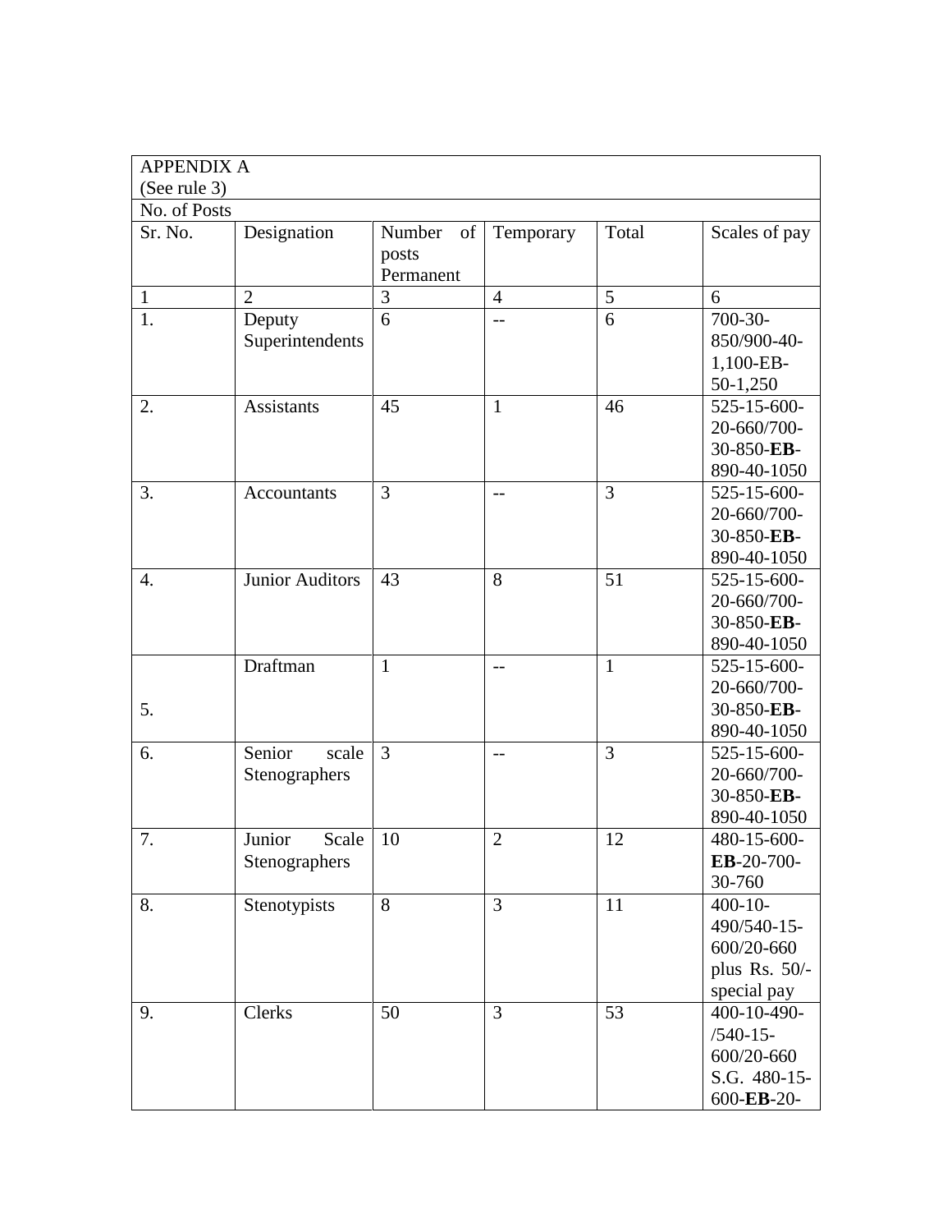APPENDIX A
(See rule 3)

No. of Posts

| Sr. No. | Designation | Number of posts Permanent | Temporary | Total | Scales of pay |
|---|---|---|---|---|---|
| 1 | 2 | 3 | 4 | 5 | 6 |
| 1. | Deputy Superintendents | 6 | -- | 6 | 700-30-850/900-40-1,100-EB-50-1,250 |
| 2. | Assistants | 45 | 1 | 46 | 525-15-600-20-660/700-30-850-**EB**-890-40-1050 |
| 3. | Accountants | 3 | -- | 3 | 525-15-600-20-660/700-30-850-**EB**-890-40-1050 |
| 4. | Junior Auditors | 43 | 8 | 51 | 525-15-600-20-660/700-30-850-**EB**-890-40-1050 |
| 5. | Draftman | 1 | -- | 1 | 525-15-600-20-660/700-30-850-**EB**-890-40-1050 |
| 6. | Senior scale Stenographers | 3 | -- | 3 | 525-15-600-20-660/700-30-850-**EB**-890-40-1050 |
| 7. | Junior Scale Stenographers | 10 | 2 | 12 | 480-15-600-**EB**-20-700-30-760 |
| 8. | Stenotypists | 8 | 3 | 11 | 400-10-490/540-15-600/20-660 plus Rs. 50/- special pay |
| 9. | Clerks | 50 | 3 | 53 | 400-10-490-/540-15-600/20-660 S.G. 480-15-600-**EB**-20- |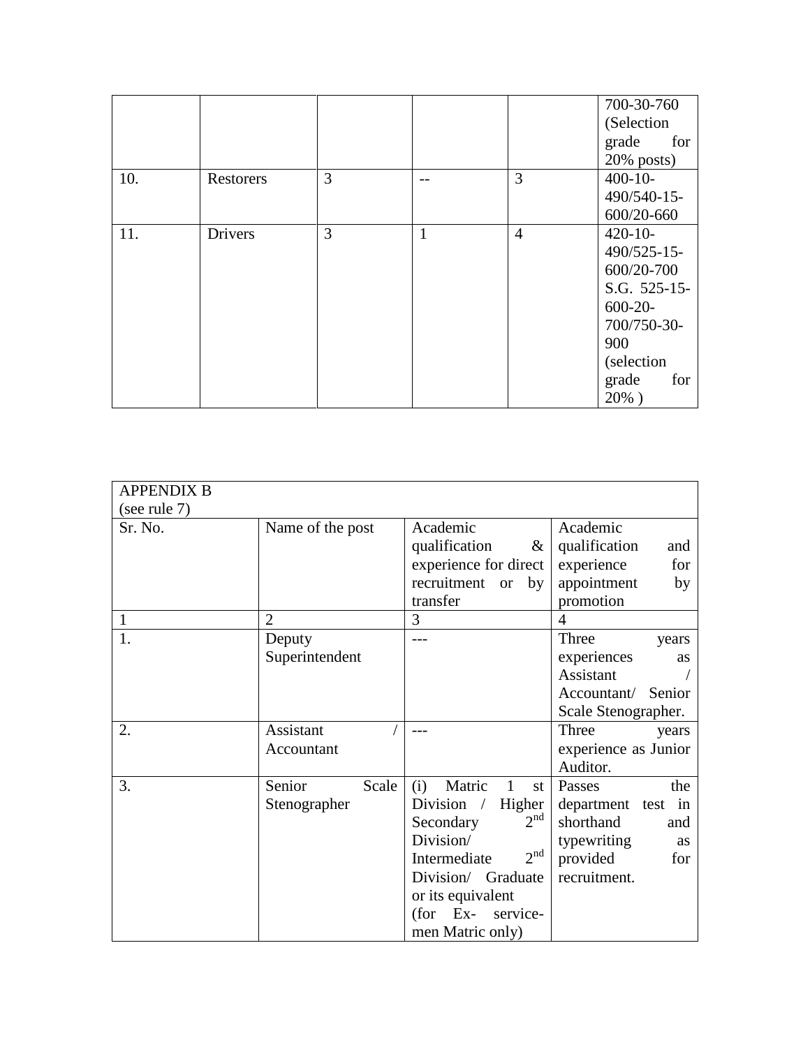| | | | | | |
|---|---|---|---|---|---|
| | | | | | 700-30-760 (Selection grade for 20% posts) |
| 10. | Restorers | 3 | -- | 3 | 400-10-490/540-15-600/20-660 |
| 11. | Drivers | 3 | 1 | 4 | 420-10-490/525-15-600/20-700 S.G. 525-15-600-20-700/750-30-900 (selection grade for 20% ) |

| APPENDIX B (see rule 7) | | | |
|---|---|---|---|
| Sr. No. | Name of the post | Academic qualification & experience for direct recruitment or by transfer | Academic qualification and experience for appointment by promotion |
| 1 | 2 | 3 | 4 |
| 1. | Deputy Superintendent | --- | Three years experiences as Assistant / Accountant/ Senior Scale Stenographer. |
| 2. | Assistant / Accountant | --- | Three years experience as Junior Auditor. |
| 3. | Senior Scale Stenographer | (i) Matric 1 st Division / Higher Secondary 2nd Division/ Intermediate 2nd Division/ Graduate or its equivalent (for Ex- service-men Matric only) | Passes the department test in shorthand and typewriting as provided for recruitment. |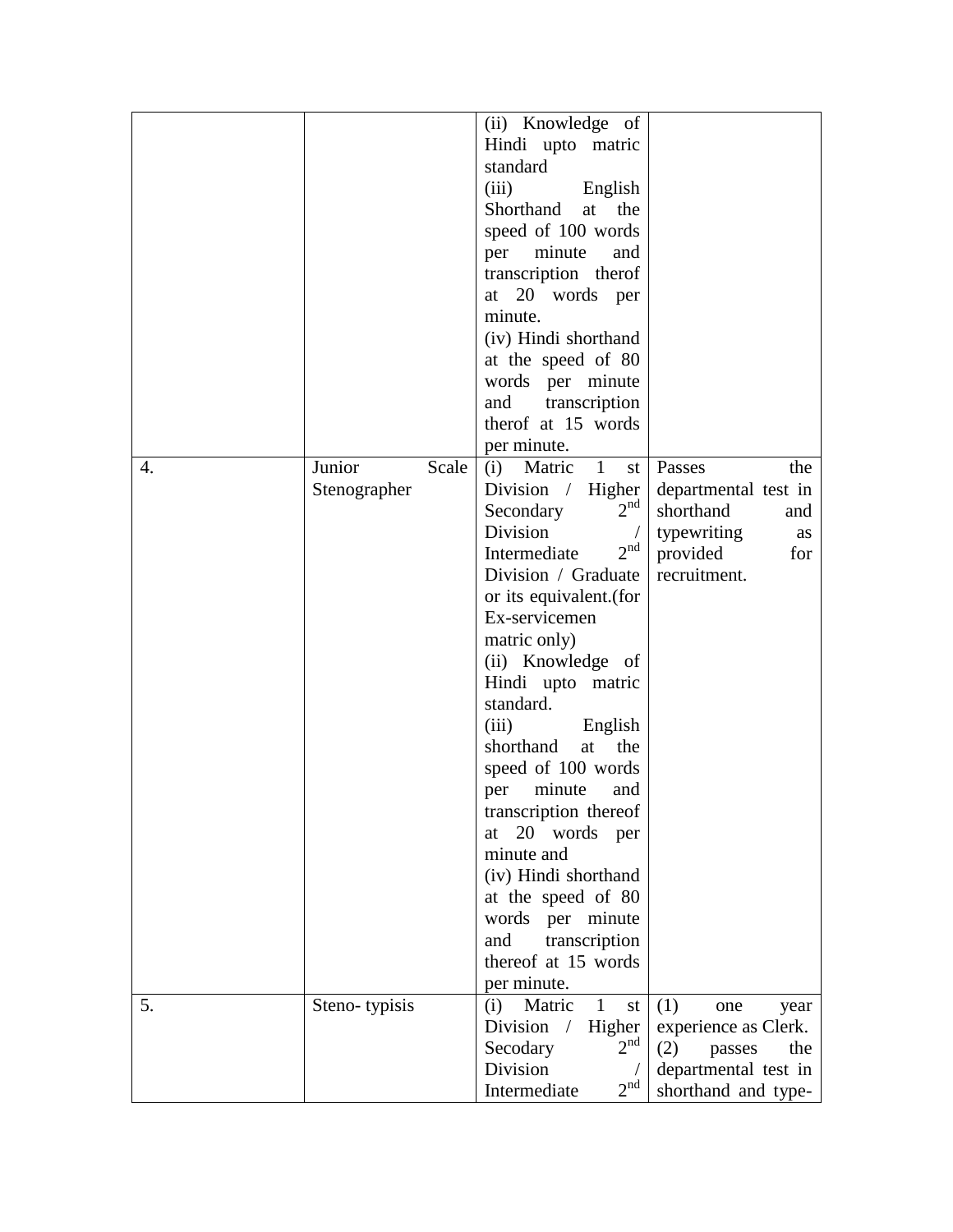|  |  |  |  |
|---|---|---|---|
|  |  | (ii) Knowledge of Hindi upto matric standard (iii) English Shorthand at the speed of 100 words per minute and transcription therof at 20 words per minute. (iv) Hindi shorthand at the speed of 80 words per minute and transcription therof at 15 words per minute. |  |
| 4. | Junior Scale Stenographer | (i) Matric 1 st Division / Higher Secondary 2nd Division / Intermediate 2nd Division / Graduate or its equivalent.(for Ex-servicemen matric only) (ii) Knowledge of Hindi upto matric standard. (iii) English shorthand at the speed of 100 words per minute and transcription thereof at 20 words per minute and (iv) Hindi shorthand at the speed of 80 words per minute and transcription thereof at 15 words per minute. | Passes the departmental test in shorthand and typewriting as provided for recruitment. |
| 5. | Steno- typisis | (i) Matric 1 st Division / Higher Secodary 2nd Division / Intermediate 2nd | (1) one year experience as Clerk. (2) passes the departmental test in shorthand and type- |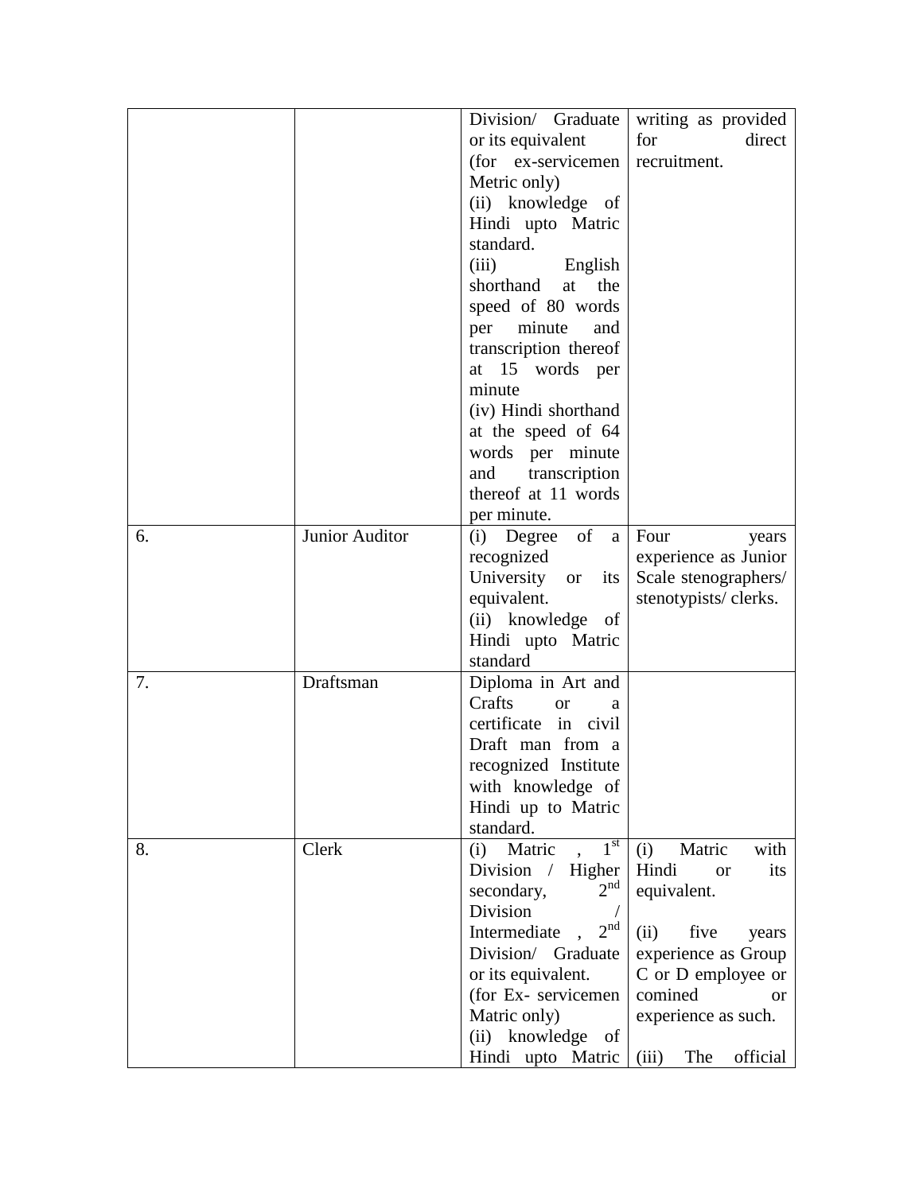| | | | |
|---|---|---|---|
| | | Division/ Graduate or its equivalent (for ex-servicemen Metric only)<br>(ii) knowledge of Hindi upto Matric standard.<br>(iii) English shorthand at the speed of 80 words per minute and transcription thereof at 15 words per minute<br>(iv) Hindi shorthand at the speed of 64 words per minute and transcription thereof at 11 words per minute. | writing as provided for direct recruitment. |
| 6. | Junior Auditor | (i) Degree of a recognized University or its equivalent.<br>(ii) knowledge of Hindi upto Matric standard | Four years experience as Junior Scale stenographers/ stenotypists/ clerks. |
| 7. | Draftsman | Diploma in Art and Crafts or a certificate in civil Draft man from a recognized Institute with knowledge of Hindi up to Matric standard. | |
| 8. | Clerk | (i) Matric , 1st Division / Higher secondary, 2nd Division / Intermediate , 2nd Division/ Graduate or its equivalent.<br>(for Ex- servicemen Matric only)<br>(ii) knowledge of Hindi upto Matric | (i) Matric with Hindi or its equivalent.<br><br>(ii) five years experience as Group C or D employee or comined or experience as such.<br><br>(iii) The official |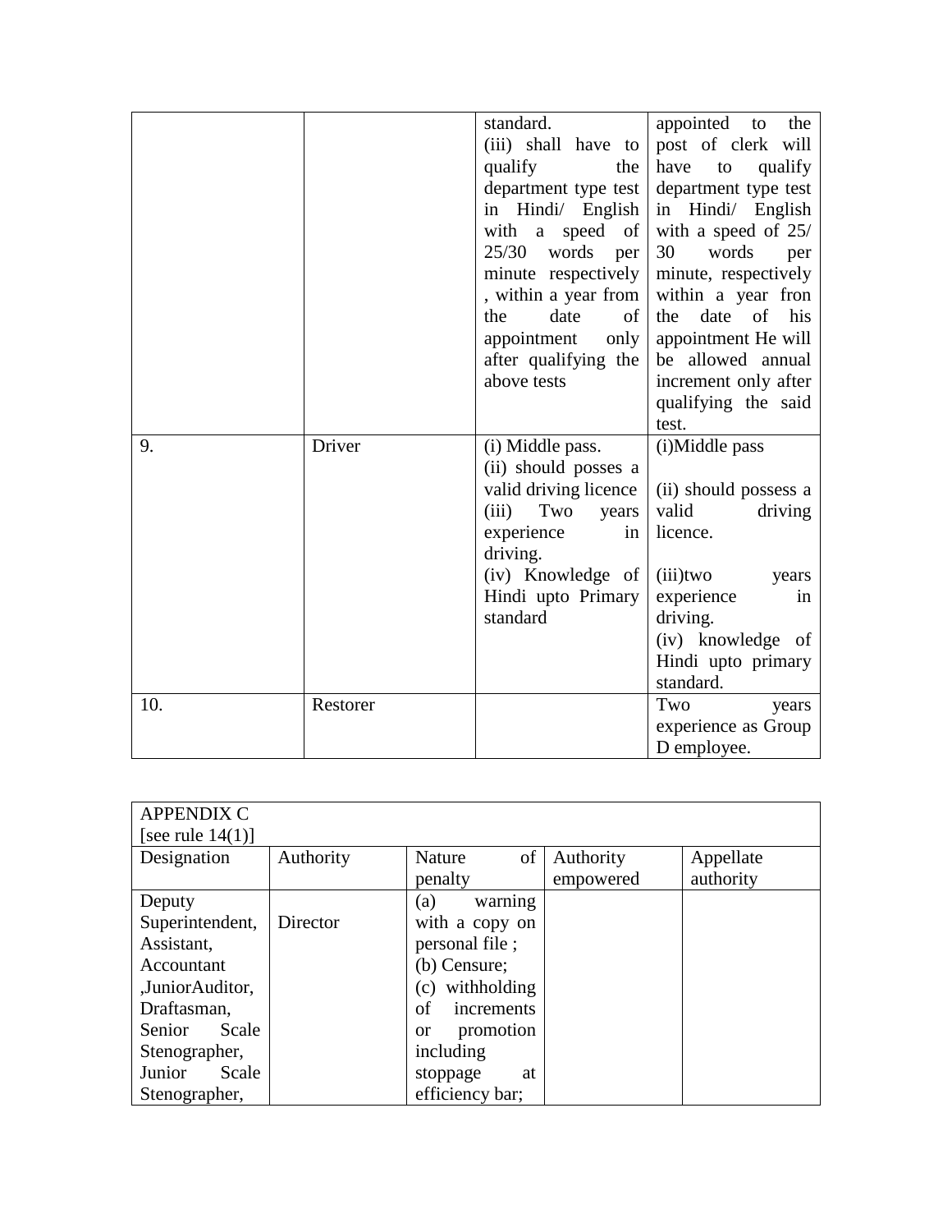|  |  | standard.<br>(iii) shall have to qualify the department type test in Hindi/ English with a speed of 25/30 words per minute respectively , within a year from the date of appointment only after qualifying the above tests | appointed to the post of clerk will have to qualify department type test in Hindi/ English with a speed of 25/ 30 words per minute, respectively within a year fron the date of his appointment He will be allowed annual increment only after qualifying the said test. |
|---|---|---|---|
| 9. | Driver | (i) Middle pass.<br>(ii) should posses a valid driving licence<br>(iii) Two years experience in driving.<br>(iv) Knowledge of Hindi upto Primary standard | (i)Middle pass<br><br>(ii) should possess a valid driving licence.<br><br>(iii)two years experience in driving.<br>(iv) knowledge of Hindi upto primary standard. |
| 10. | Restorer |  | Two years experience as Group D employee. |

| APPENDIX C<br>[see rule 14(1)] |  |  |  |  |
|---|---|---|---|---|
| Designation | Authority | Nature of penalty | Authority empowered | Appellate authority |
| Deputy Superintendent, Assistant, Accountant ,JuniorAuditor, Draftasman, Senior Scale Stenographer, Junior Scale Stenographer, | Director | (a) warning with a copy on personal file ;<br>(b) Censure;<br>(c) withholding of increments or promotion including stoppage at efficiency bar; |  |  |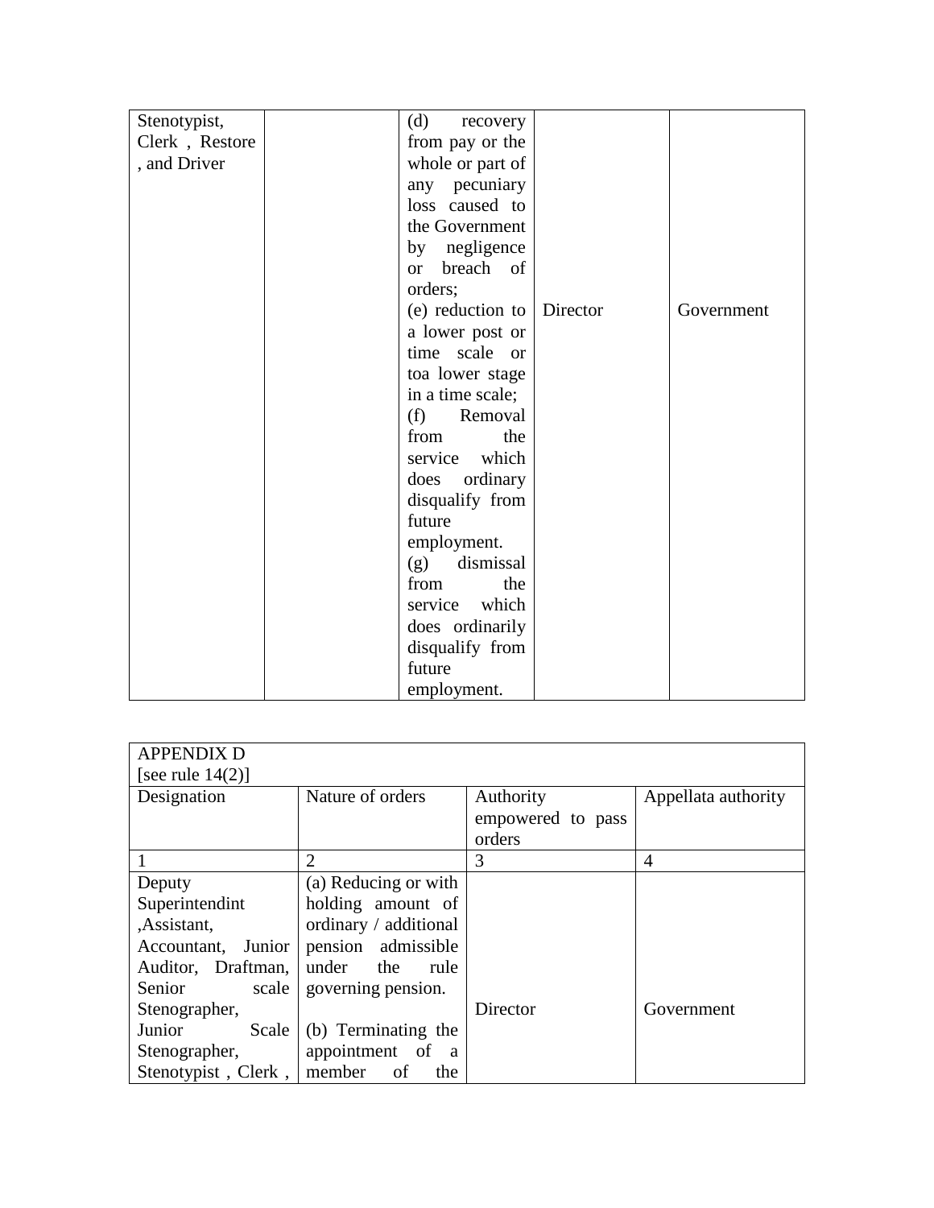| | | | | |
|---|---|---|---|---|
| Stenotypist, Clerk , Restore , and Driver | | (d) recovery from pay or the whole or part of any pecuniary loss caused to the Government by negligence or breach of orders;<br>(e) reduction to a lower post or time scale or toa lower stage in a time scale;<br>(f) Removal from the service which does ordinary disqualify from future employment.<br>(g) dismissal from the service which does ordinarily disqualify from future employment. | Director | Government |

| APPENDIX D<br>[see rule 14(2)] | | | |
|---|---|---|---|
| Designation | Nature of orders | Authority empowered to pass orders | Appellata authority |
| 1 | 2 | 3 | 4 |
| Deputy Superintendint ,Assistant, Accountant, Junior Auditor, Draftman, Senior scale Stenographer, Junior Scale Stenographer, Stenotypist , Clerk , | (a) Reducing or with holding amount of ordinary / additional pension admissible under the rule governing pension.<br><br>(b) Terminating the appointment of a member of the | Director | Government |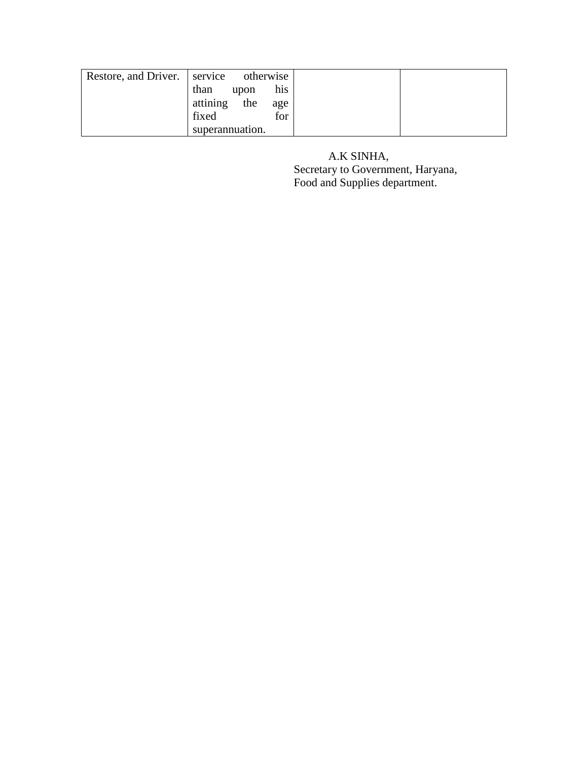| | | | |
|---|---|---|---|
| Restore, and Driver. | service otherwise than upon his attining the age fixed for superannuation. | | |

A.K SINHA,
Secretary to Government, Haryana,
Food and Supplies department.